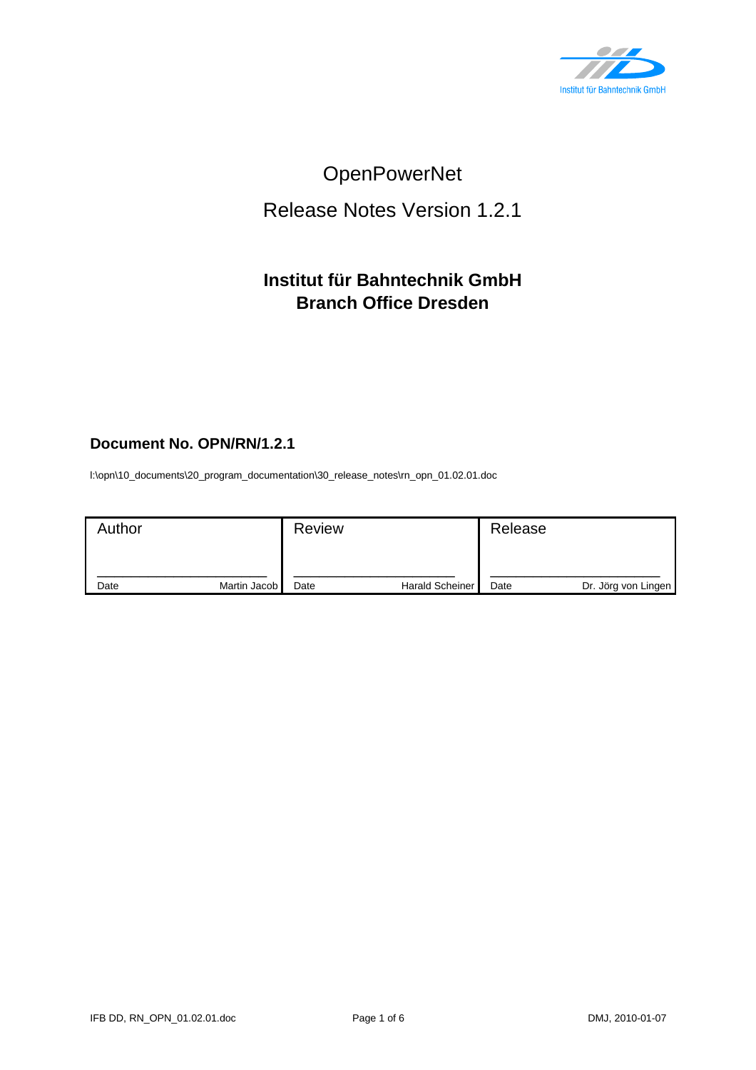Institut für Bahntechnik GmbH

# OpenPowerNet

# Release Notes Version 1.2.1

**Institut für Bahntechnik GmbH**
**Branch Office Dresden**

**Document No. OPN/RN/1.2.1**

I:\opn\10_documents\20_program_documentation\30_release_notes\rn_opn_01.02.01.doc

| Author | Review | Release |
|---|---|---|
| Date ______ Martin Jacob | Date ______ Harald Scheiner | Date ______ Dr. Jörg von Lingen |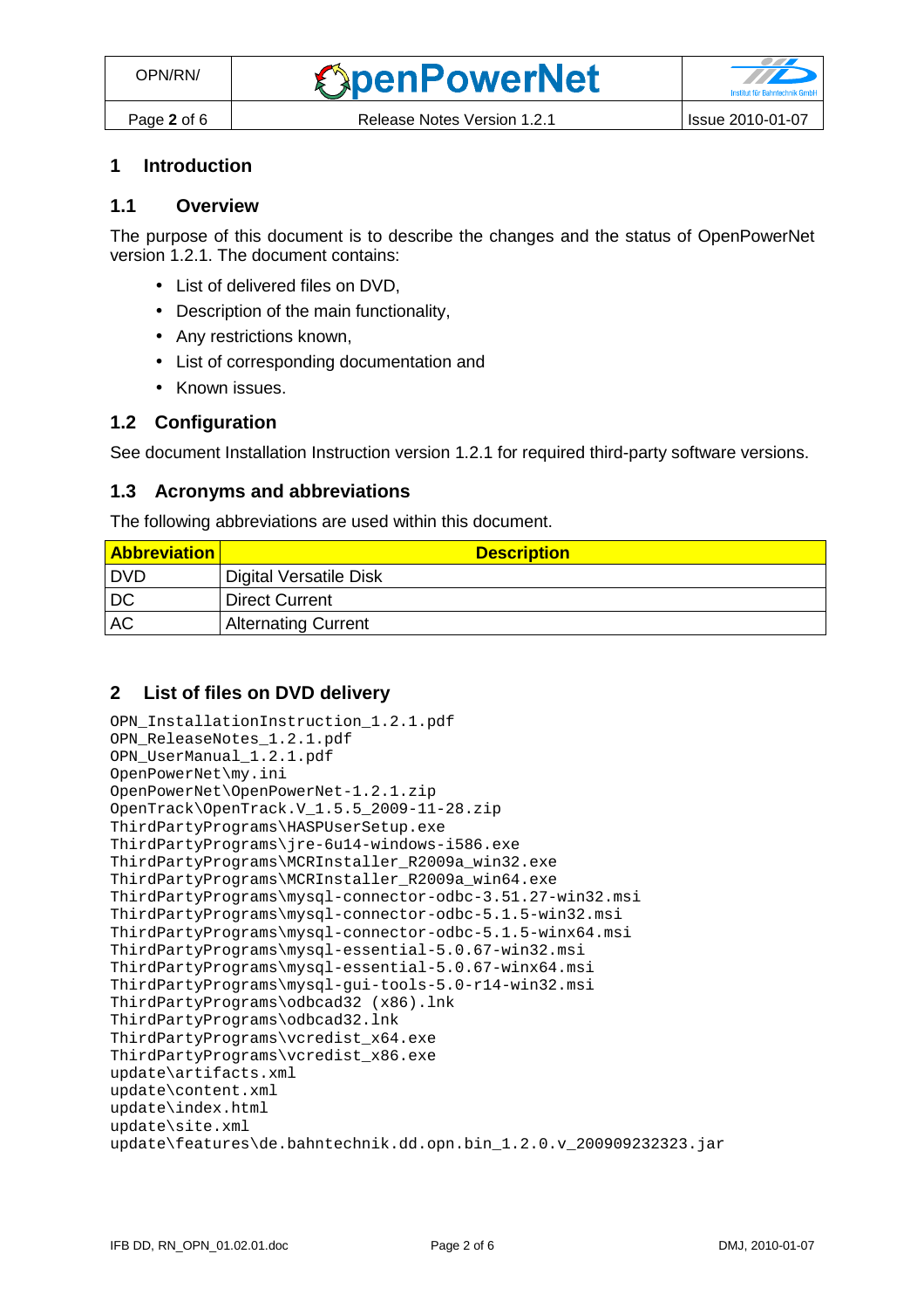# 1 Introduction

## 1.1 Overview

The purpose of this document is to describe the changes and the status of OpenPowerNet version 1.2.1. The document contains:

- List of delivered files on DVD,
- Description of the main functionality,
- Any restrictions known,
- List of corresponding documentation and
- Known issues.

## 1.2 Configuration

See document Installation Instruction version 1.2.1 for required third-party software versions.

## 1.3 Acronyms and abbreviations

The following abbreviations are used within this document.

| Abbreviation | Description |
|---|---|
| DVD | Digital Versatile Disk |
| DC | Direct Current |
| AC | Alternating Current |

# 2 List of files on DVD delivery

```
OPN_InstallationInstruction_1.2.1.pdf
OPN_ReleaseNotes_1.2.1.pdf
OPN_UserManual_1.2.1.pdf
OpenPowerNet\my.ini
OpenPowerNet\OpenPowerNet-1.2.1.zip
OpenTrack\OpenTrack.V_1.5.5_2009-11-28.zip
ThirdPartyPrograms\HASPUserSetup.exe
ThirdPartyPrograms\jre-6u14-windows-i586.exe
ThirdPartyPrograms\MCRInstaller_R2009a_win32.exe
ThirdPartyPrograms\MCRInstaller_R2009a_win64.exe
ThirdPartyPrograms\mysql-connector-odbc-3.51.27-win32.msi
ThirdPartyPrograms\mysql-connector-odbc-5.1.5-win32.msi
ThirdPartyPrograms\mysql-connector-odbc-5.1.5-winx64.msi
ThirdPartyPrograms\mysql-essential-5.0.67-win32.msi
ThirdPartyPrograms\mysql-essential-5.0.67-winx64.msi
ThirdPartyPrograms\mysql-gui-tools-5.0-r14-win32.msi
ThirdPartyPrograms\odbcad32 (x86).lnk
ThirdPartyPrograms\odbcad32.lnk
ThirdPartyPrograms\vcredist_x64.exe
ThirdPartyPrograms\vcredist_x86.exe
update\artifacts.xml
update\content.xml
update\index.html
update\site.xml
update\features\de.bahntechnik.dd.opn.bin_1.2.0.v_200909232323.jar
```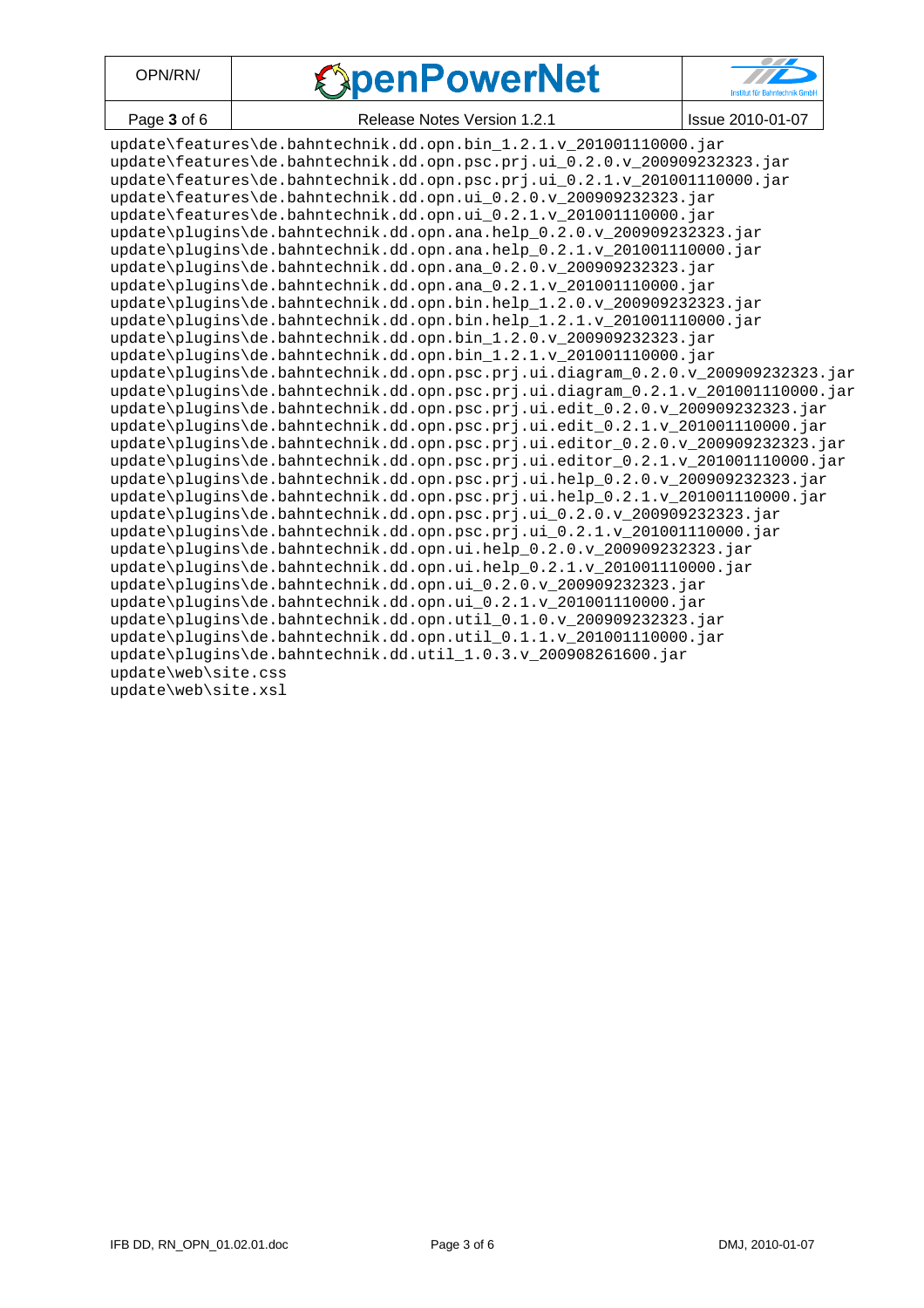```
update\features\de.bahntechnik.dd.opn.bin_1.2.1.v_201001110000.jar
update\features\de.bahntechnik.dd.opn.psc.prj.ui_0.2.0.v_200909232323.jar
update\features\de.bahntechnik.dd.opn.psc.prj.ui_0.2.1.v_201001110000.jar
update\features\de.bahntechnik.dd.opn.ui_0.2.0.v_200909232323.jar
update\features\de.bahntechnik.dd.opn.ui_0.2.1.v_201001110000.jar
update\plugins\de.bahntechnik.dd.opn.ana.help_0.2.0.v_200909232323.jar
update\plugins\de.bahntechnik.dd.opn.ana.help_0.2.1.v_201001110000.jar
update\plugins\de.bahntechnik.dd.opn.ana_0.2.0.v_200909232323.jar
update\plugins\de.bahntechnik.dd.opn.ana_0.2.1.v_201001110000.jar
update\plugins\de.bahntechnik.dd.opn.bin.help_1.2.0.v_200909232323.jar
update\plugins\de.bahntechnik.dd.opn.bin.help_1.2.1.v_201001110000.jar
update\plugins\de.bahntechnik.dd.opn.bin_1.2.0.v_200909232323.jar
update\plugins\de.bahntechnik.dd.opn.bin_1.2.1.v_201001110000.jar
update\plugins\de.bahntechnik.dd.opn.psc.prj.ui.diagram_0.2.0.v_200909232323.jar
update\plugins\de.bahntechnik.dd.opn.psc.prj.ui.diagram_0.2.1.v_201001110000.jar
update\plugins\de.bahntechnik.dd.opn.psc.prj.ui.edit_0.2.0.v_200909232323.jar
update\plugins\de.bahntechnik.dd.opn.psc.prj.ui.edit_0.2.1.v_201001110000.jar
update\plugins\de.bahntechnik.dd.opn.psc.prj.ui.editor_0.2.0.v_200909232323.jar
update\plugins\de.bahntechnik.dd.opn.psc.prj.ui.editor_0.2.1.v_201001110000.jar
update\plugins\de.bahntechnik.dd.opn.psc.prj.ui.help_0.2.0.v_200909232323.jar
update\plugins\de.bahntechnik.dd.opn.psc.prj.ui.help_0.2.1.v_201001110000.jar
update\plugins\de.bahntechnik.dd.opn.psc.prj.ui_0.2.0.v_200909232323.jar
update\plugins\de.bahntechnik.dd.opn.psc.prj.ui_0.2.1.v_201001110000.jar
update\plugins\de.bahntechnik.dd.opn.ui.help_0.2.0.v_200909232323.jar
update\plugins\de.bahntechnik.dd.opn.ui.help_0.2.1.v_201001110000.jar
update\plugins\de.bahntechnik.dd.opn.ui_0.2.0.v_200909232323.jar
update\plugins\de.bahntechnik.dd.opn.ui_0.2.1.v_201001110000.jar
update\plugins\de.bahntechnik.dd.opn.util_0.1.0.v_200909232323.jar
update\plugins\de.bahntechnik.dd.opn.util_0.1.1.v_201001110000.jar
update\plugins\de.bahntechnik.dd.util_1.0.3.v_200908261600.jar
update\web\site.css
update\web\site.xsl
```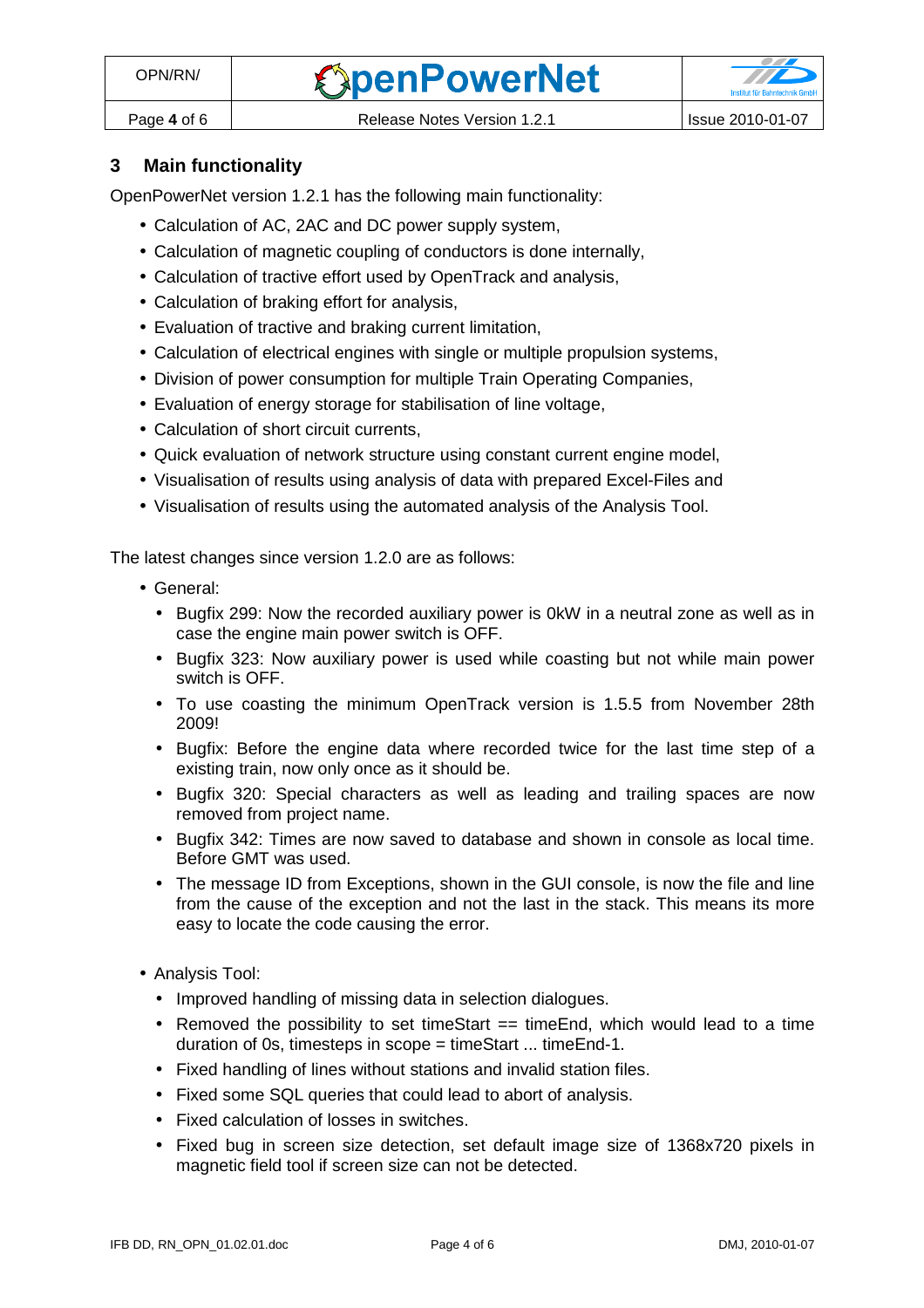## 3 Main functionality

OpenPowerNet version 1.2.1 has the following main functionality:

- Calculation of AC, 2AC and DC power supply system,
- Calculation of magnetic coupling of conductors is done internally,
- Calculation of tractive effort used by OpenTrack and analysis,
- Calculation of braking effort for analysis,
- Evaluation of tractive and braking current limitation,
- Calculation of electrical engines with single or multiple propulsion systems,
- Division of power consumption for multiple Train Operating Companies,
- Evaluation of energy storage for stabilisation of line voltage,
- Calculation of short circuit currents,
- Quick evaluation of network structure using constant current engine model,
- Visualisation of results using analysis of data with prepared Excel-Files and
- Visualisation of results using the automated analysis of the Analysis Tool.

The latest changes since version 1.2.0 are as follows:

- General:
  - Bugfix 299: Now the recorded auxiliary power is 0kW in a neutral zone as well as in case the engine main power switch is OFF.
  - Bugfix 323: Now auxiliary power is used while coasting but not while main power switch is OFF.
  - To use coasting the minimum OpenTrack version is 1.5.5 from November 28th 2009!
  - Bugfix: Before the engine data where recorded twice for the last time step of a existing train, now only once as it should be.
  - Bugfix 320: Special characters as well as leading and trailing spaces are now removed from project name.
  - Bugfix 342: Times are now saved to database and shown in console as local time. Before GMT was used.
  - The message ID from Exceptions, shown in the GUI console, is now the file and line from the cause of the exception and not the last in the stack. This means its more easy to locate the code causing the error.
- Analysis Tool:
  - Improved handling of missing data in selection dialogues.
  - Removed the possibility to set timeStart == timeEnd, which would lead to a time duration of 0s, timesteps in scope = timeStart ... timeEnd-1.
  - Fixed handling of lines without stations and invalid station files.
  - Fixed some SQL queries that could lead to abort of analysis.
  - Fixed calculation of losses in switches.
  - Fixed bug in screen size detection, set default image size of 1368x720 pixels in magnetic field tool if screen size can not be detected.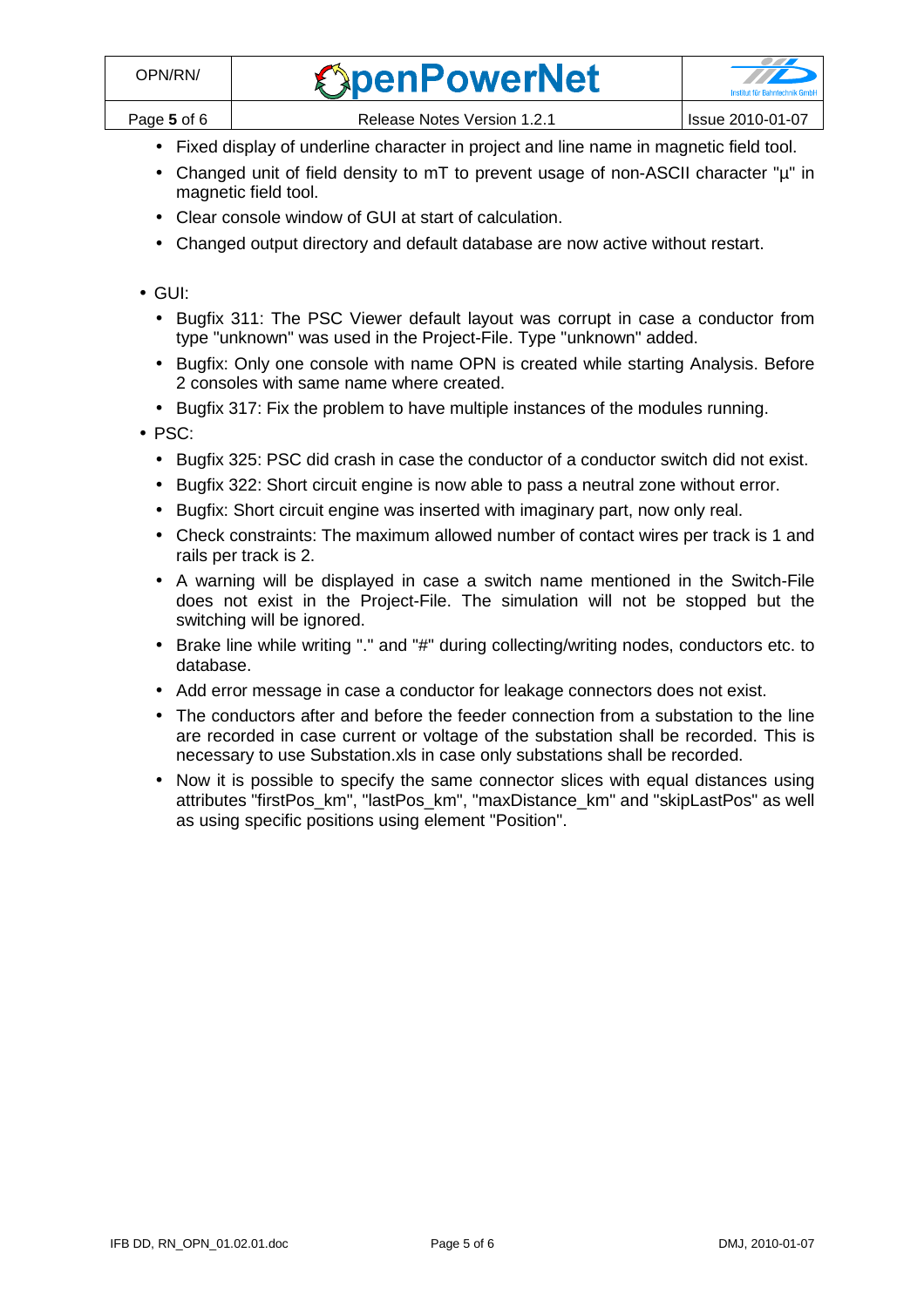- Fixed display of underline character in project and line name in magnetic field tool.
- Changed unit of field density to mT to prevent usage of non-ASCII character "µ" in magnetic field tool.
- Clear console window of GUI at start of calculation.
- Changed output directory and default database are now active without restart.

- GUI:
  - Bugfix 311: The PSC Viewer default layout was corrupt in case a conductor from type "unknown" was used in the Project-File. Type "unknown" added.
  - Bugfix: Only one console with name OPN is created while starting Analysis. Before 2 consoles with same name where created.
  - Bugfix 317: Fix the problem to have multiple instances of the modules running.
- PSC:
  - Bugfix 325: PSC did crash in case the conductor of a conductor switch did not exist.
  - Bugfix 322: Short circuit engine is now able to pass a neutral zone without error.
  - Bugfix: Short circuit engine was inserted with imaginary part, now only real.
  - Check constraints: The maximum allowed number of contact wires per track is 1 and rails per track is 2.
  - A warning will be displayed in case a switch name mentioned in the Switch-File does not exist in the Project-File. The simulation will not be stopped but the switching will be ignored.
  - Brake line while writing "." and "#" during collecting/writing nodes, conductors etc. to database.
  - Add error message in case a conductor for leakage connectors does not exist.
  - The conductors after and before the feeder connection from a substation to the line are recorded in case current or voltage of the substation shall be recorded. This is necessary to use Substation.xls in case only substations shall be recorded.
  - Now it is possible to specify the same connector slices with equal distances using attributes "firstPos_km", "lastPos_km", "maxDistance_km" and "skipLastPos" as well as using specific positions using element "Position".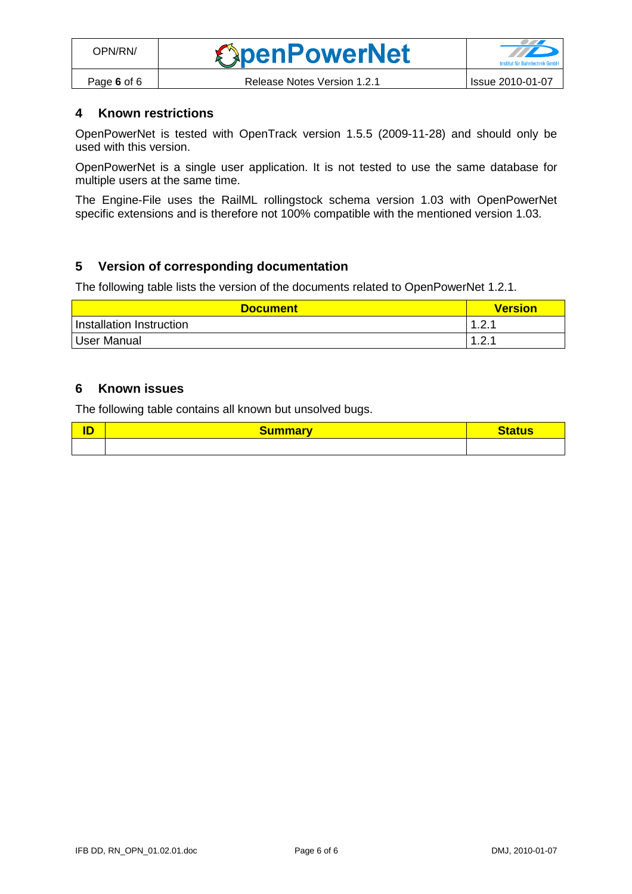## 4 Known restrictions

OpenPowerNet is tested with OpenTrack version 1.5.5 (2009-11-28) and should only be used with this version.

OpenPowerNet is a single user application. It is not tested to use the same database for multiple users at the same time.

The Engine-File uses the RailML rollingstock schema version 1.03 with OpenPowerNet specific extensions and is therefore not 100% compatible with the mentioned version 1.03.

## 5 Version of corresponding documentation

The following table lists the version of the documents related to OpenPowerNet 1.2.1.

| Document | Version |
|---|---|
| Installation Instruction | 1.2.1 |
| User Manual | 1.2.1 |

## 6 Known issues

The following table contains all known but unsolved bugs.

| ID | Summary | Status |
|---|---|---|
| | | |